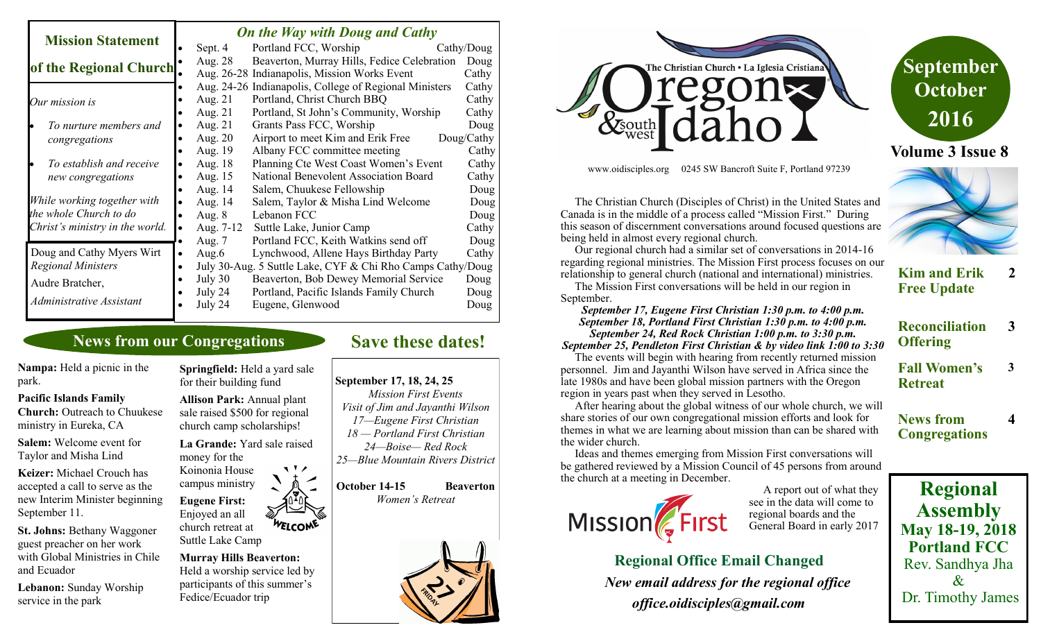## Mission Statement of the Regional Church

*Our mission is*

- *To nurture members and congregations*
- *To establish and receive new congregations*

*While working together with the whole Church to do Christ's ministry in the world.*

Doug and Cathy Myers Wirt
*Regional Ministers*

Audre Bratcher,
*Administrative Assistant*

## *On the Way with Doug and Cathy*

| Date | Event | Who |
|---|---|---|
| Sept. 4 | Portland FCC, Worship | Cathy/Doug |
| Aug. 28 | Beaverton, Murray Hills, Fedice Celebration | Doug |
| Aug. 26-28 | Indianapolis, Mission Works Event | Cathy |
| Aug. 24-26 | Indianapolis, College of Regional Ministers | Cathy |
| Aug. 21 | Portland, Christ Church BBQ | Cathy |
| Aug. 21 | Portland, St John's Community, Worship | Cathy |
| Aug. 21 | Grants Pass FCC, Worship | Doug |
| Aug. 20 | Airport to meet Kim and Erik Free | Doug/Cathy |
| Aug. 19 | Albany FCC committee meeting | Cathy |
| Aug. 18 | Planning Cte West Coast Women's Event | Cathy |
| Aug. 15 | National Benevolent Association Board | Cathy |
| Aug. 14 | Salem, Chuukese Fellowship | Doug |
| Aug. 14 | Salem, Taylor & Misha Lind Welcome | Doug |
| Aug. 8 | Lebanon FCC | Doug |
| Aug. 7-12 | Suttle Lake, Junior Camp | Cathy |
| Aug. 7 | Portland FCC, Keith Watkins send off | Doug |
| Aug.6 | Lynchwood, Allene Hays Birthday Party | Cathy |
| July 30-Aug. 5 | Suttle Lake, CYF & Chi Rho Camps | Cathy/Doug |
| July 30 | Beaverton, Bob Dewey Memorial Service | Doug |
| July 24 | Portland, Pacific Islands Family Church | Doug |
| July 24 | Eugene, Glenwood | Doug |

# The Christian Church • La Iglesia Cristiana — Oregon & southwest Idaho

www.oidisciples.org 0245 SW Bancroft Suite F, Portland 97239

# September October 2016

**Volume 3 Issue 8**

The Christian Church (Disciples of Christ) in the United States and Canada is in the middle of a process called "Mission First." During this season of discernment conversations around focused questions are being held in almost every regional church.

Our regional church had a similar set of conversations in 2014-16 regarding regional ministries. The Mission First process focuses on our relationship to general church (national and international) ministries.

The Mission First conversations will be held in our region in September.

***September 17, Eugene First Christian 1:30 p.m. to 4:00 p.m.***
***September 18, Portland First Christian 1:30 p.m. to 4:00 p.m.***
***September 24, Red Rock Christian 1:00 p.m. to 3:30 p.m.***
***September 25, Pendleton First Christian & by video link 1:00 to 3:30***

The events will begin with hearing from recently returned mission personnel. Jim and Jayanthi Wilson have served in Africa since the late 1980s and have been global mission partners with the Oregon region in years past when they served in Lesotho.

After hearing about the global witness of our whole church, we will share stories of our own congregational mission efforts and look for themes in what we are learning about mission than can be shared with the wider church.

Ideas and themes emerging from Mission First conversations will be gathered reviewed by a Mission Council of 45 persons from around the church at a meeting in December.

A report out of what they see in the data will come to regional boards and the General Board in early 2017

| | |
|---|---|
| **Kim and Erik Free Update** | 2 |
| **Reconciliation Offering** | 3 |
| **Fall Women's Retreat** | 3 |
| **News from Congregations** | 4 |

## News from our Congregations

**Nampa:** Held a picnic in the park.

**Pacific Islands Family Church:** Outreach to Chuukese ministry in Eureka, CA

**Salem:** Welcome event for Taylor and Misha Lind

**Keizer:** Michael Crouch has accepted a call to serve as the new Interim Minister beginning September 11.

**St. Johns:** Bethany Waggoner guest preacher on her work with Global Ministries in Chile and Ecuador

**Lebanon:** Sunday Worship service in the park

**Springfield:** Held a yard sale for their building fund

**Allison Park:** Annual plant sale raised $500 for regional church camp scholarships!

**La Grande:** Yard sale raised money for the Koinonia House campus ministry

**Eugene First:** Enjoyed an all church retreat at Suttle Lake Camp

**Murray Hills Beaverton:** Held a worship service led by participants of this summer's Fedice/Ecuador trip

## Save these dates!

**September 17, 18, 24, 25**
*Mission First Events*
*Visit of Jim and Jayanthi Wilson*
*17—Eugene First Christian*
*18 — Portland First Christian*
*24—Boise— Red Rock*
*25—Blue Mountain Rivers District*

**October 14-15 Beaverton**
*Women's Retreat*

## Regional Office Email Changed

***New email address for the regional office***
***office.oidisciples@gmail.com***

## Regional Assembly
**May 18-19, 2018**
**Portland FCC**
Rev. Sandhya Jha
&
Dr. Timothy James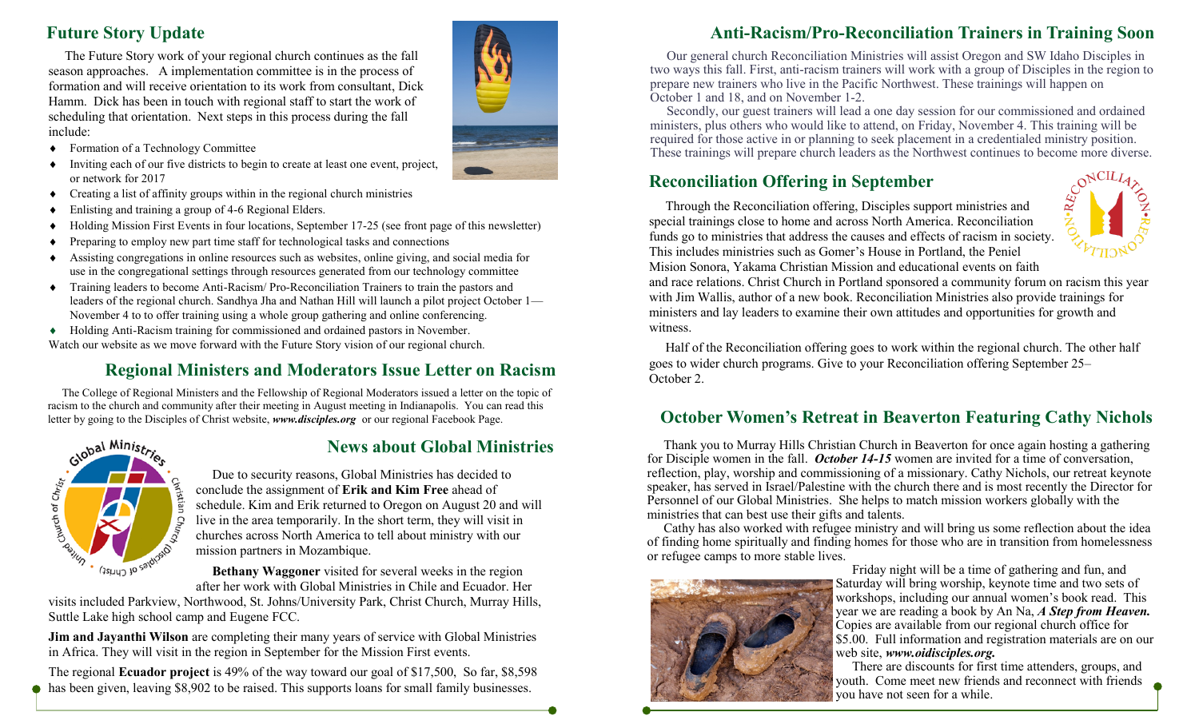## Future Story Update

The Future Story work of your regional church continues as the fall season approaches. A implementation committee is in the process of formation and will receive orientation to its work from consultant, Dick Hamm. Dick has been in touch with regional staff to start the work of scheduling that orientation. Next steps in this process during the fall include:

- Formation of a Technology Committee
- Inviting each of our five districts to begin to create at least one event, project, or network for 2017
- Creating a list of affinity groups within in the regional church ministries
- Enlisting and training a group of 4-6 Regional Elders.
- Holding Mission First Events in four locations, September 17-25 (see front page of this newsletter)
- Preparing to employ new part time staff for technological tasks and connections
- Assisting congregations in online resources such as websites, online giving, and social media for use in the congregational settings through resources generated from our technology committee
- Training leaders to become Anti-Racism/ Pro-Reconciliation Trainers to train the pastors and leaders of the regional church. Sandhya Jha and Nathan Hill will launch a pilot project October 1—November 4 to to offer training using a whole group gathering and online conferencing.
- Holding Anti-Racism training for commissioned and ordained pastors in November.

Watch our website as we move forward with the Future Story vision of our regional church.

## Regional Ministers and Moderators Issue Letter on Racism

The College of Regional Ministers and the Fellowship of Regional Moderators issued a letter on the topic of racism to the church and community after their meeting in August meeting in Indianapolis. You can read this letter by going to the Disciples of Christ website, ***www.disciples.org*** or our regional Facebook Page.

## News about Global Ministries

Due to security reasons, Global Ministries has decided to conclude the assignment of **Erik and Kim Free** ahead of schedule. Kim and Erik returned to Oregon on August 20 and will live in the area temporarily. In the short term, they will visit in churches across North America to tell about ministry with our mission partners in Mozambique.

**Bethany Waggoner** visited for several weeks in the region after her work with Global Ministries in Chile and Ecuador. Her visits included Parkview, Northwood, St. Johns/University Park, Christ Church, Murray Hills, Suttle Lake high school camp and Eugene FCC.

**Jim and Jayanthi Wilson** are completing their many years of service with Global Ministries in Africa. They will visit in the region in September for the Mission First events.

The regional **Ecuador project** is 49% of the way toward our goal of $17,500, So far, $8,598 has been given, leaving $8,902 to be raised. This supports loans for small family businesses.

## Anti-Racism/Pro-Reconciliation Trainers in Training Soon

Our general church Reconciliation Ministries will assist Oregon and SW Idaho Disciples in two ways this fall. First, anti-racism trainers will work with a group of Disciples in the region to prepare new trainers who live in the Pacific Northwest. These trainings will happen on October 1 and 18, and on November 1-2.

Secondly, our guest trainers will lead a one day session for our commissioned and ordained ministers, plus others who would like to attend, on Friday, November 4. This training will be required for those active in or planning to seek placement in a credentialed ministry position. These trainings will prepare church leaders as the Northwest continues to become more diverse.

## Reconciliation Offering in September

Through the Reconciliation offering, Disciples support ministries and special trainings close to home and across North America. Reconciliation funds go to ministries that address the causes and effects of racism in society. This includes ministries such as Gomer's House in Portland, the Peniel Mision Sonora, Yakama Christian Mission and educational events on faith and race relations. Christ Church in Portland sponsored a community forum on racism this year with Jim Wallis, author of a new book. Reconciliation Ministries also provide trainings for ministers and lay leaders to examine their own attitudes and opportunities for growth and witness.

Half of the Reconciliation offering goes to work within the regional church. The other half goes to wider church programs. Give to your Reconciliation offering September 25–October 2.

## October Women's Retreat in Beaverton Featuring Cathy Nichols

Thank you to Murray Hills Christian Church in Beaverton for once again hosting a gathering for Disciple women in the fall. ***October 14-15*** women are invited for a time of conversation, reflection, play, worship and commissioning of a missionary. Cathy Nichols, our retreat keynote speaker, has served in Israel/Palestine with the church there and is most recently the Director for Personnel of our Global Ministries. She helps to match mission workers globally with the ministries that can best use their gifts and talents.

Cathy has also worked with refugee ministry and will bring us some reflection about the idea of finding home spiritually and finding homes for those who are in transition from homelessness or refugee camps to more stable lives.

Friday night will be a time of gathering and fun, and Saturday will bring worship, keynote time and two sets of workshops, including our annual women's book read. This year we are reading a book by An Na, ***A Step from Heaven.*** Copies are available from our regional church office for $5.00. Full information and registration materials are on our web site, ***www.oidisciples.org.***

There are discounts for first time attenders, groups, and youth. Come meet new friends and reconnect with friends you have not seen for a while.